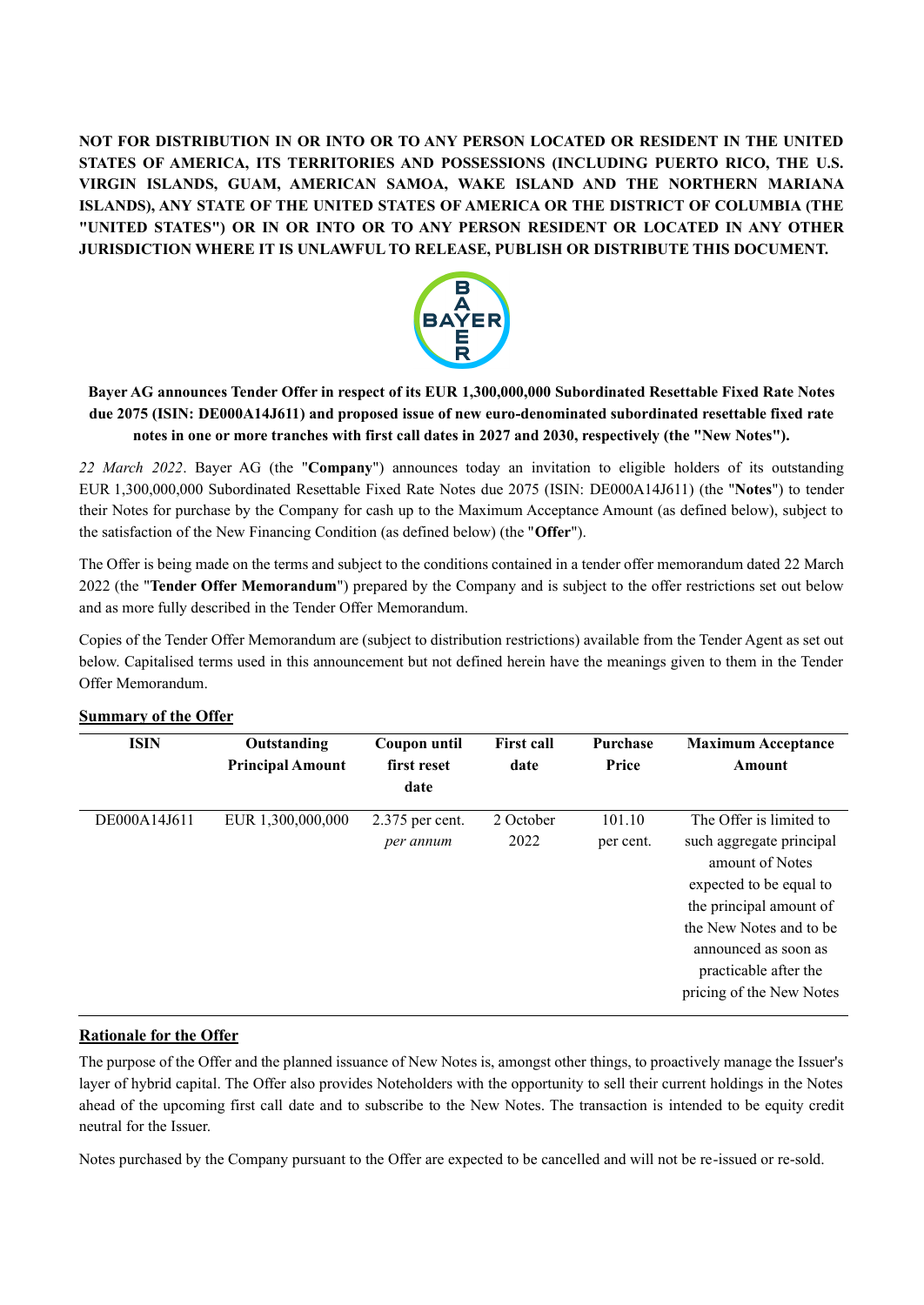**NOT FOR DISTRIBUTION IN OR INTO OR TO ANY PERSON LOCATED OR RESIDENT IN THE UNITED STATES OF AMERICA, ITS TERRITORIES AND POSSESSIONS (INCLUDING PUERTO RICO, THE U.S. VIRGIN ISLANDS, GUAM, AMERICAN SAMOA, WAKE ISLAND AND THE NORTHERN MARIANA ISLANDS), ANY STATE OF THE UNITED STATES OF AMERICA OR THE DISTRICT OF COLUMBIA (THE "UNITED STATES") OR IN OR INTO OR TO ANY PERSON RESIDENT OR LOCATED IN ANY OTHER JURISDICTION WHERE IT IS UNLAWFUL TO RELEASE, PUBLISH OR DISTRIBUTE THIS DOCUMENT.**

**Bayer AG announces Tender Offer in respect of its EUR 1,300,000,000 Subordinated Resettable Fixed Rate Notes due 2075 (ISIN: DE000A14J611) and proposed issue of new euro-denominated subordinated resettable fixed rate notes in one or more tranches with first call dates in 2027 and 2030, respectively (the "New Notes").**

*22 March 2022*. Bayer AG (the "**Company**") announces today an invitation to eligible holders of its outstanding EUR 1,300,000,000 Subordinated Resettable Fixed Rate Notes due 2075 (ISIN: DE000A14J611) (the "**Notes**") to tender their Notes for purchase by the Company for cash up to the Maximum Acceptance Amount (as defined below), subject to the satisfaction of the New Financing Condition (as defined below) (the "**Offer**").

The Offer is being made on the terms and subject to the conditions contained in a tender offer memorandum dated 22 March 2022 (the "**Tender Offer Memorandum**") prepared by the Company and is subject to the offer restrictions set out below and as more fully described in the Tender Offer Memorandum.

Copies of the Tender Offer Memorandum are (subject to distribution restrictions) available from the Tender Agent as set out below. Capitalised terms used in this announcement but not defined herein have the meanings given to them in the Tender Offer Memorandum.

## Summary of the Offer

| ISIN | Outstanding Principal Amount | Coupon until first reset date | First call date | Purchase Price | Maximum Acceptance Amount |
|---|---|---|---|---|---|
| DE000A14J611 | EUR 1,300,000,000 | 2.375 per cent. *per annum* | 2 October 2022 | 101.10 per cent. | The Offer is limited to such aggregate principal amount of Notes expected to be equal to the principal amount of the New Notes and to be announced as soon as practicable after the pricing of the New Notes |

## Rationale for the Offer

The purpose of the Offer and the planned issuance of New Notes is, amongst other things, to proactively manage the Issuer's layer of hybrid capital. The Offer also provides Noteholders with the opportunity to sell their current holdings in the Notes ahead of the upcoming first call date and to subscribe to the New Notes. The transaction is intended to be equity credit neutral for the Issuer.

Notes purchased by the Company pursuant to the Offer are expected to be cancelled and will not be re-issued or re-sold.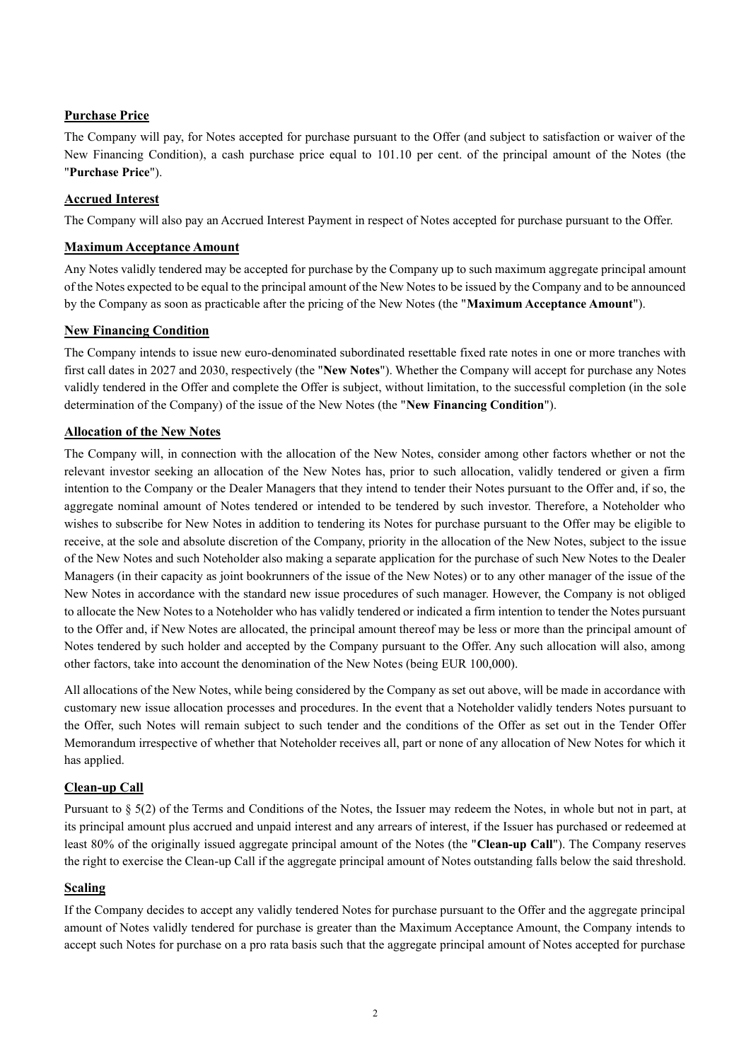**Purchase Price**

The Company will pay, for Notes accepted for purchase pursuant to the Offer (and subject to satisfaction or waiver of the New Financing Condition), a cash purchase price equal to 101.10 per cent. of the principal amount of the Notes (the "**Purchase Price**").

**Accrued Interest**

The Company will also pay an Accrued Interest Payment in respect of Notes accepted for purchase pursuant to the Offer.

**Maximum Acceptance Amount**

Any Notes validly tendered may be accepted for purchase by the Company up to such maximum aggregate principal amount of the Notes expected to be equal to the principal amount of the New Notes to be issued by the Company and to be announced by the Company as soon as practicable after the pricing of the New Notes (the "**Maximum Acceptance Amount**").

**New Financing Condition**

The Company intends to issue new euro-denominated subordinated resettable fixed rate notes in one or more tranches with first call dates in 2027 and 2030, respectively (the "**New Notes**"). Whether the Company will accept for purchase any Notes validly tendered in the Offer and complete the Offer is subject, without limitation, to the successful completion (in the sole determination of the Company) of the issue of the New Notes (the "**New Financing Condition**").

**Allocation of the New Notes**

The Company will, in connection with the allocation of the New Notes, consider among other factors whether or not the relevant investor seeking an allocation of the New Notes has, prior to such allocation, validly tendered or given a firm intention to the Company or the Dealer Managers that they intend to tender their Notes pursuant to the Offer and, if so, the aggregate nominal amount of Notes tendered or intended to be tendered by such investor. Therefore, a Noteholder who wishes to subscribe for New Notes in addition to tendering its Notes for purchase pursuant to the Offer may be eligible to receive, at the sole and absolute discretion of the Company, priority in the allocation of the New Notes, subject to the issue of the New Notes and such Noteholder also making a separate application for the purchase of such New Notes to the Dealer Managers (in their capacity as joint bookrunners of the issue of the New Notes) or to any other manager of the issue of the New Notes in accordance with the standard new issue procedures of such manager. However, the Company is not obliged to allocate the New Notes to a Noteholder who has validly tendered or indicated a firm intention to tender the Notes pursuant to the Offer and, if New Notes are allocated, the principal amount thereof may be less or more than the principal amount of Notes tendered by such holder and accepted by the Company pursuant to the Offer. Any such allocation will also, among other factors, take into account the denomination of the New Notes (being EUR 100,000).

All allocations of the New Notes, while being considered by the Company as set out above, will be made in accordance with customary new issue allocation processes and procedures. In the event that a Noteholder validly tenders Notes pursuant to the Offer, such Notes will remain subject to such tender and the conditions of the Offer as set out in the Tender Offer Memorandum irrespective of whether that Noteholder receives all, part or none of any allocation of New Notes for which it has applied.

**Clean-up Call**

Pursuant to § 5(2) of the Terms and Conditions of the Notes, the Issuer may redeem the Notes, in whole but not in part, at its principal amount plus accrued and unpaid interest and any arrears of interest, if the Issuer has purchased or redeemed at least 80% of the originally issued aggregate principal amount of the Notes (the "**Clean-up Call**"). The Company reserves the right to exercise the Clean-up Call if the aggregate principal amount of Notes outstanding falls below the said threshold.

**Scaling**

If the Company decides to accept any validly tendered Notes for purchase pursuant to the Offer and the aggregate principal amount of Notes validly tendered for purchase is greater than the Maximum Acceptance Amount, the Company intends to accept such Notes for purchase on a pro rata basis such that the aggregate principal amount of Notes accepted for purchase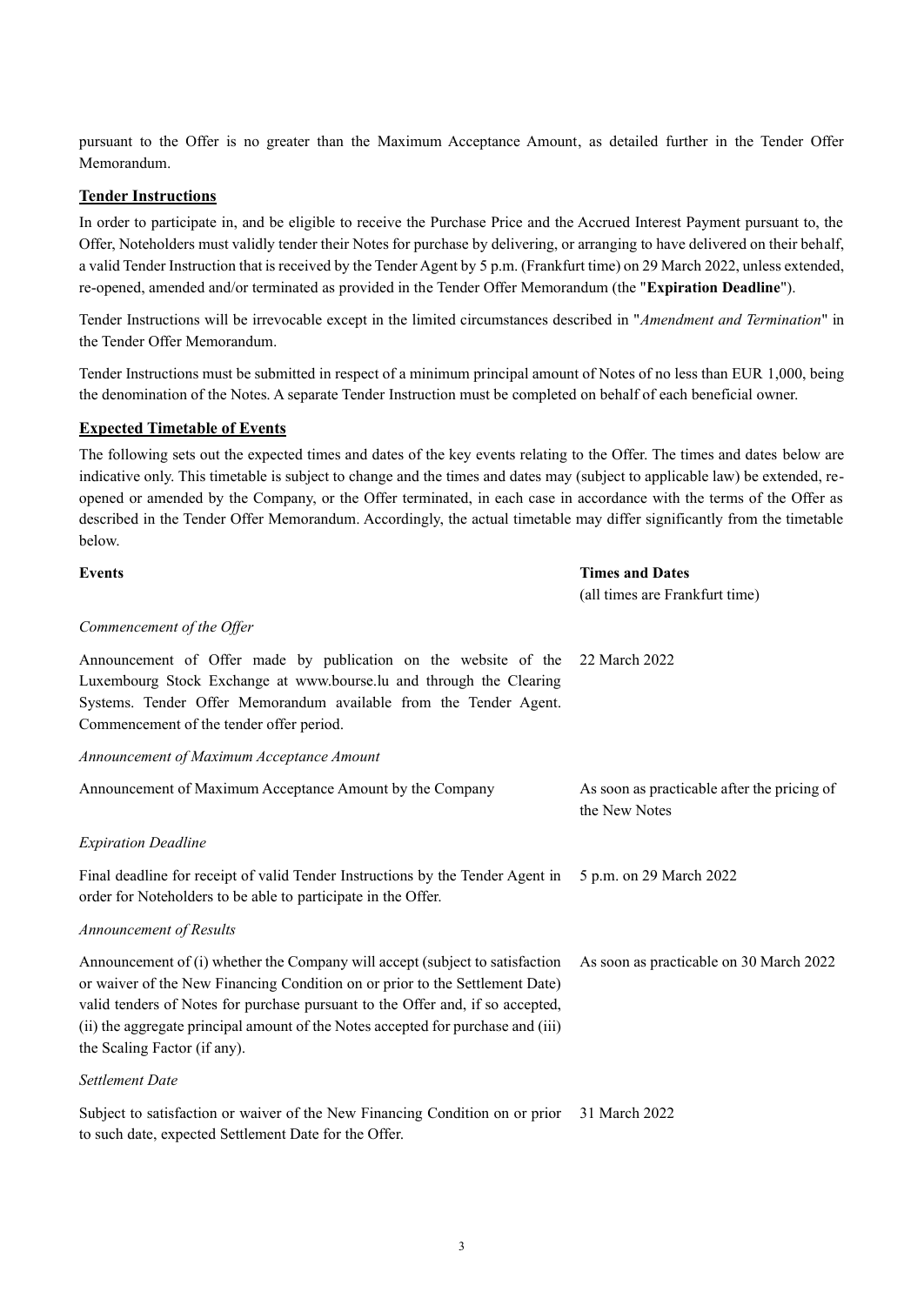pursuant to the Offer is no greater than the Maximum Acceptance Amount, as detailed further in the Tender Offer Memorandum.

## Tender Instructions

In order to participate in, and be eligible to receive the Purchase Price and the Accrued Interest Payment pursuant to, the Offer, Noteholders must validly tender their Notes for purchase by delivering, or arranging to have delivered on their behalf, a valid Tender Instruction that is received by the Tender Agent by 5 p.m. (Frankfurt time) on 29 March 2022, unless extended, re-opened, amended and/or terminated as provided in the Tender Offer Memorandum (the "**Expiration Deadline**").

Tender Instructions will be irrevocable except in the limited circumstances described in "*Amendment and Termination*" in the Tender Offer Memorandum.

Tender Instructions must be submitted in respect of a minimum principal amount of Notes of no less than EUR 1,000, being the denomination of the Notes. A separate Tender Instruction must be completed on behalf of each beneficial owner.

## Expected Timetable of Events

The following sets out the expected times and dates of the key events relating to the Offer. The times and dates below are indicative only. This timetable is subject to change and the times and dates may (subject to applicable law) be extended, re-opened or amended by the Company, or the Offer terminated, in each case in accordance with the terms of the Offer as described in the Tender Offer Memorandum. Accordingly, the actual timetable may differ significantly from the timetable below.

| **Events** | **Times and Dates** (all times are Frankfurt time) |
|---|---|
| *Commencement of the Offer* | |
| Announcement of Offer made by publication on the website of the Luxembourg Stock Exchange at www.bourse.lu and through the Clearing Systems. Tender Offer Memorandum available from the Tender Agent. Commencement of the tender offer period. | 22 March 2022 |
| *Announcement of Maximum Acceptance Amount* | |
| Announcement of Maximum Acceptance Amount by the Company | As soon as practicable after the pricing of the New Notes |
| *Expiration Deadline* | |
| Final deadline for receipt of valid Tender Instructions by the Tender Agent in order for Noteholders to be able to participate in the Offer. | 5 p.m. on 29 March 2022 |
| *Announcement of Results* | |
| Announcement of (i) whether the Company will accept (subject to satisfaction or waiver of the New Financing Condition on or prior to the Settlement Date) valid tenders of Notes for purchase pursuant to the Offer and, if so accepted, (ii) the aggregate principal amount of the Notes accepted for purchase and (iii) the Scaling Factor (if any). | As soon as practicable on 30 March 2022 |
| *Settlement Date* | |
| Subject to satisfaction or waiver of the New Financing Condition on or prior to such date, expected Settlement Date for the Offer. | 31 March 2022 |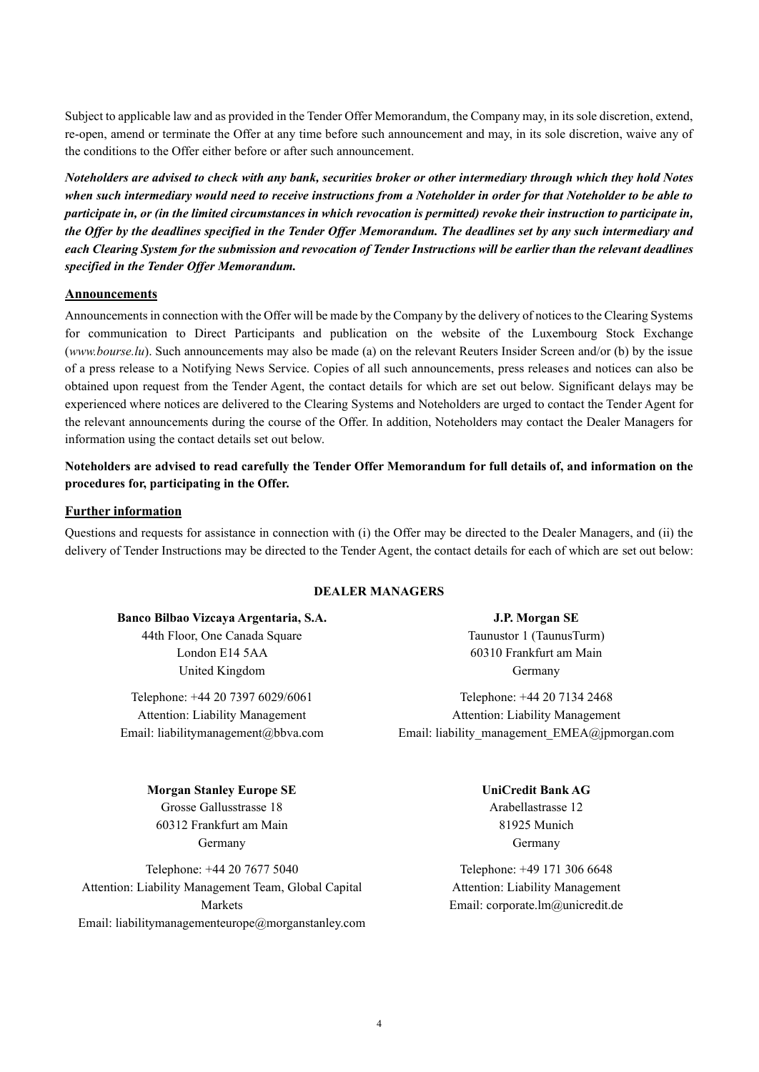Subject to applicable law and as provided in the Tender Offer Memorandum, the Company may, in its sole discretion, extend, re-open, amend or terminate the Offer at any time before such announcement and may, in its sole discretion, waive any of the conditions to the Offer either before or after such announcement.

***Noteholders are advised to check with any bank, securities broker or other intermediary through which they hold Notes when such intermediary would need to receive instructions from a Noteholder in order for that Noteholder to be able to participate in, or (in the limited circumstances in which revocation is permitted) revoke their instruction to participate in, the Offer by the deadlines specified in the Tender Offer Memorandum. The deadlines set by any such intermediary and each Clearing System for the submission and revocation of Tender Instructions will be earlier than the relevant deadlines specified in the Tender Offer Memorandum.***

## Announcements

Announcements in connection with the Offer will be made by the Company by the delivery of notices to the Clearing Systems for communication to Direct Participants and publication on the website of the Luxembourg Stock Exchange (*www.bourse.lu*). Such announcements may also be made (a) on the relevant Reuters Insider Screen and/or (b) by the issue of a press release to a Notifying News Service. Copies of all such announcements, press releases and notices can also be obtained upon request from the Tender Agent, the contact details for which are set out below. Significant delays may be experienced where notices are delivered to the Clearing Systems and Noteholders are urged to contact the Tender Agent for the relevant announcements during the course of the Offer. In addition, Noteholders may contact the Dealer Managers for information using the contact details set out below.

**Noteholders are advised to read carefully the Tender Offer Memorandum for full details of, and information on the procedures for, participating in the Offer.**

## Further information

Questions and requests for assistance in connection with (i) the Offer may be directed to the Dealer Managers, and (ii) the delivery of Tender Instructions may be directed to the Tender Agent, the contact details for each of which are set out below:

**DEALER MANAGERS**

**Banco Bilbao Vizcaya Argentaria, S.A.**
44th Floor, One Canada Square
London E14 5AA
United Kingdom

Telephone: +44 20 7397 6029/6061
Attention: Liability Management
Email: liabilitymanagement@bbva.com

**J.P. Morgan SE**
Taunustor 1 (TaunusTurm)
60310 Frankfurt am Main
Germany

Telephone: +44 20 7134 2468
Attention: Liability Management
Email: liability_management_EMEA@jpmorgan.com

**Morgan Stanley Europe SE**
Grosse Gallusstrasse 18
60312 Frankfurt am Main
Germany

Telephone: +44 20 7677 5040
Attention: Liability Management Team, Global Capital Markets
Email: liabilitymanagementeurope@morganstanley.com

**UniCredit Bank AG**
Arabellastrasse 12
81925 Munich
Germany

Telephone: +49 171 306 6648
Attention: Liability Management
Email: corporate.lm@unicredit.de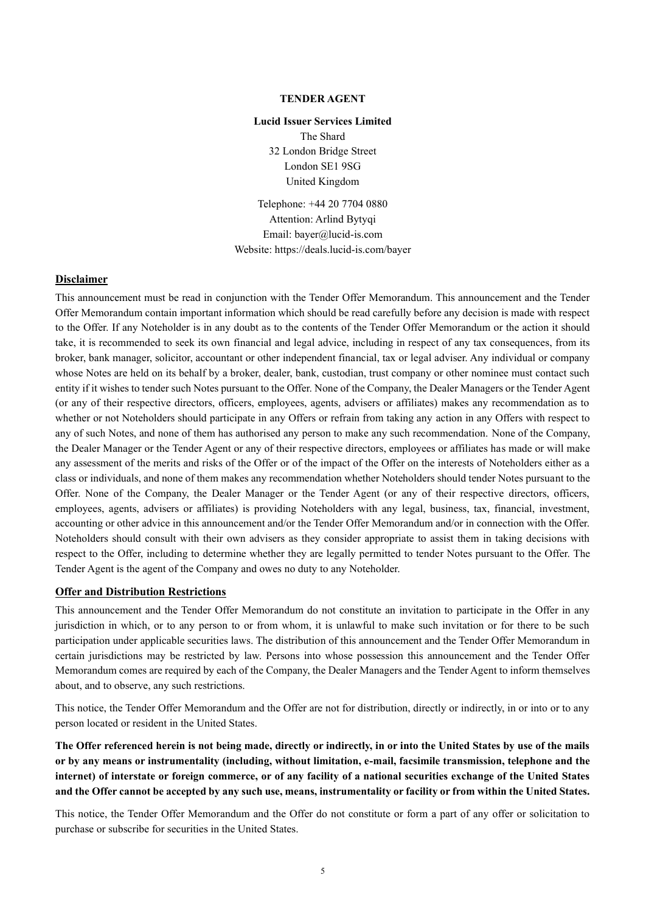**TENDER AGENT**

**Lucid Issuer Services Limited**
The Shard
32 London Bridge Street
London SE1 9SG
United Kingdom

Telephone: +44 20 7704 0880
Attention: Arlind Bytyqi
Email: bayer@lucid-is.com
Website: https://deals.lucid-is.com/bayer

## Disclaimer

This announcement must be read in conjunction with the Tender Offer Memorandum. This announcement and the Tender Offer Memorandum contain important information which should be read carefully before any decision is made with respect to the Offer. If any Noteholder is in any doubt as to the contents of the Tender Offer Memorandum or the action it should take, it is recommended to seek its own financial and legal advice, including in respect of any tax consequences, from its broker, bank manager, solicitor, accountant or other independent financial, tax or legal adviser. Any individual or company whose Notes are held on its behalf by a broker, dealer, bank, custodian, trust company or other nominee must contact such entity if it wishes to tender such Notes pursuant to the Offer. None of the Company, the Dealer Managers or the Tender Agent (or any of their respective directors, officers, employees, agents, advisers or affiliates) makes any recommendation as to whether or not Noteholders should participate in any Offers or refrain from taking any action in any Offers with respect to any of such Notes, and none of them has authorised any person to make any such recommendation. None of the Company, the Dealer Manager or the Tender Agent or any of their respective directors, employees or affiliates has made or will make any assessment of the merits and risks of the Offer or of the impact of the Offer on the interests of Noteholders either as a class or individuals, and none of them makes any recommendation whether Noteholders should tender Notes pursuant to the Offer. None of the Company, the Dealer Manager or the Tender Agent (or any of their respective directors, officers, employees, agents, advisers or affiliates) is providing Noteholders with any legal, business, tax, financial, investment, accounting or other advice in this announcement and/or the Tender Offer Memorandum and/or in connection with the Offer. Noteholders should consult with their own advisers as they consider appropriate to assist them in taking decisions with respect to the Offer, including to determine whether they are legally permitted to tender Notes pursuant to the Offer. The Tender Agent is the agent of the Company and owes no duty to any Noteholder.

## Offer and Distribution Restrictions

This announcement and the Tender Offer Memorandum do not constitute an invitation to participate in the Offer in any jurisdiction in which, or to any person to or from whom, it is unlawful to make such invitation or for there to be such participation under applicable securities laws. The distribution of this announcement and the Tender Offer Memorandum in certain jurisdictions may be restricted by law. Persons into whose possession this announcement and the Tender Offer Memorandum comes are required by each of the Company, the Dealer Managers and the Tender Agent to inform themselves about, and to observe, any such restrictions.

This notice, the Tender Offer Memorandum and the Offer are not for distribution, directly or indirectly, in or into or to any person located or resident in the United States.

**The Offer referenced herein is not being made, directly or indirectly, in or into the United States by use of the mails or by any means or instrumentality (including, without limitation, e-mail, facsimile transmission, telephone and the internet) of interstate or foreign commerce, or of any facility of a national securities exchange of the United States and the Offer cannot be accepted by any such use, means, instrumentality or facility or from within the United States.**

This notice, the Tender Offer Memorandum and the Offer do not constitute or form a part of any offer or solicitation to purchase or subscribe for securities in the United States.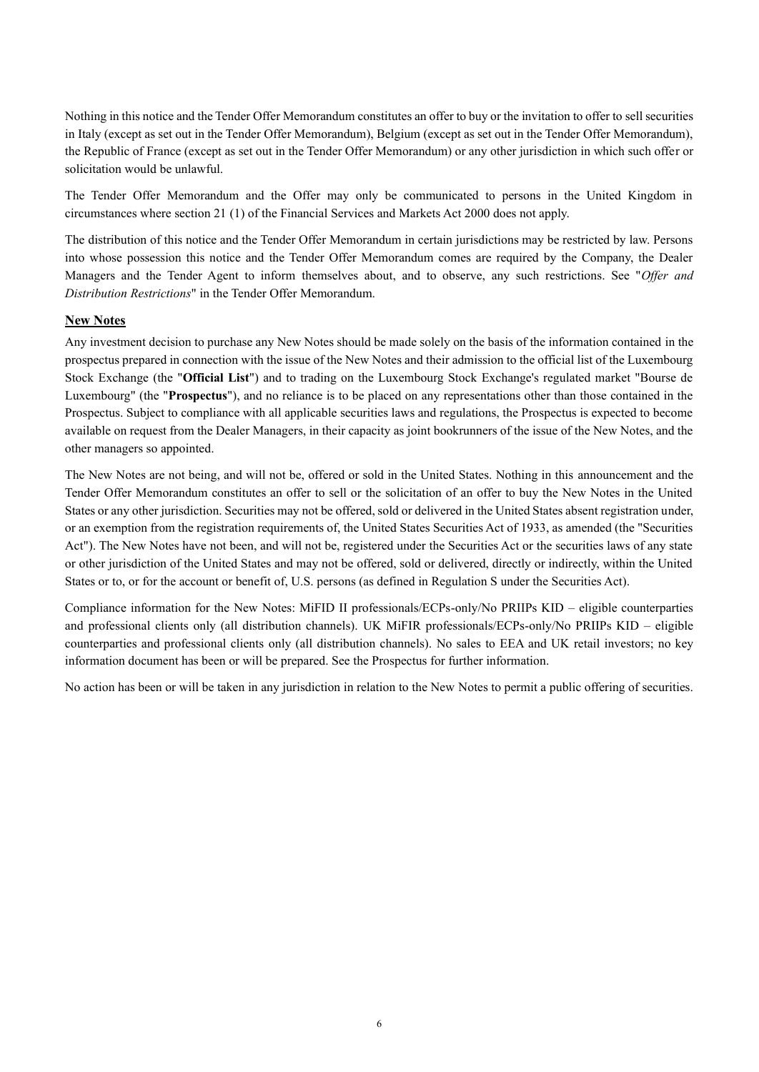Nothing in this notice and the Tender Offer Memorandum constitutes an offer to buy or the invitation to offer to sell securities in Italy (except as set out in the Tender Offer Memorandum), Belgium (except as set out in the Tender Offer Memorandum), the Republic of France (except as set out in the Tender Offer Memorandum) or any other jurisdiction in which such offer or solicitation would be unlawful.

The Tender Offer Memorandum and the Offer may only be communicated to persons in the United Kingdom in circumstances where section 21 (1) of the Financial Services and Markets Act 2000 does not apply.

The distribution of this notice and the Tender Offer Memorandum in certain jurisdictions may be restricted by law. Persons into whose possession this notice and the Tender Offer Memorandum comes are required by the Company, the Dealer Managers and the Tender Agent to inform themselves about, and to observe, any such restrictions. See "*Offer and Distribution Restrictions*" in the Tender Offer Memorandum.

**New Notes**

Any investment decision to purchase any New Notes should be made solely on the basis of the information contained in the prospectus prepared in connection with the issue of the New Notes and their admission to the official list of the Luxembourg Stock Exchange (the "**Official List**") and to trading on the Luxembourg Stock Exchange's regulated market "Bourse de Luxembourg" (the "**Prospectus**"), and no reliance is to be placed on any representations other than those contained in the Prospectus. Subject to compliance with all applicable securities laws and regulations, the Prospectus is expected to become available on request from the Dealer Managers, in their capacity as joint bookrunners of the issue of the New Notes, and the other managers so appointed.

The New Notes are not being, and will not be, offered or sold in the United States. Nothing in this announcement and the Tender Offer Memorandum constitutes an offer to sell or the solicitation of an offer to buy the New Notes in the United States or any other jurisdiction. Securities may not be offered, sold or delivered in the United States absent registration under, or an exemption from the registration requirements of, the United States Securities Act of 1933, as amended (the "Securities Act"). The New Notes have not been, and will not be, registered under the Securities Act or the securities laws of any state or other jurisdiction of the United States and may not be offered, sold or delivered, directly or indirectly, within the United States or to, or for the account or benefit of, U.S. persons (as defined in Regulation S under the Securities Act).

Compliance information for the New Notes: MiFID II professionals/ECPs-only/No PRIIPs KID – eligible counterparties and professional clients only (all distribution channels). UK MiFIR professionals/ECPs-only/No PRIIPs KID – eligible counterparties and professional clients only (all distribution channels). No sales to EEA and UK retail investors; no key information document has been or will be prepared. See the Prospectus for further information.

No action has been or will be taken in any jurisdiction in relation to the New Notes to permit a public offering of securities.